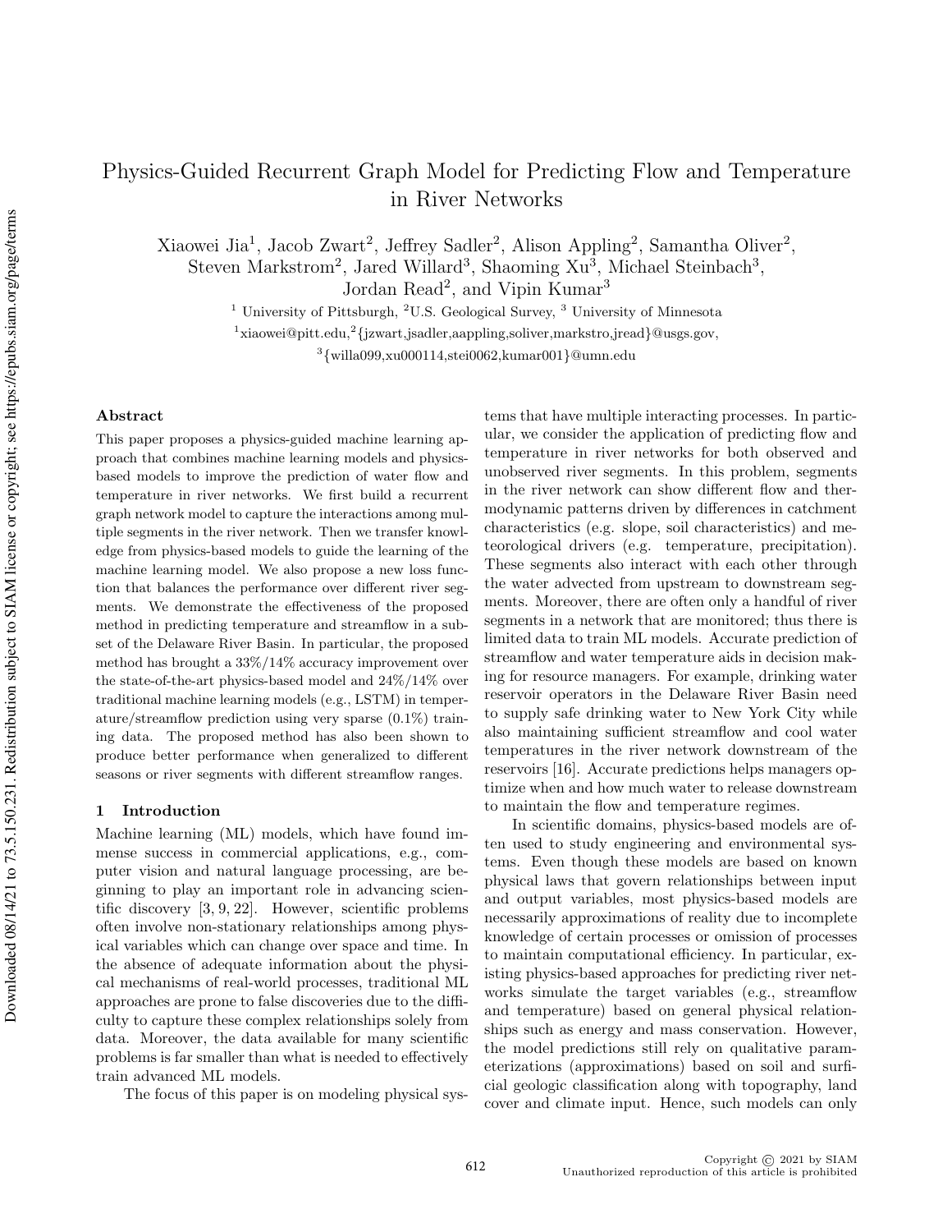# Physics-Guided Recurrent Graph Model for Predicting Flow and Temperature in River Networks

Xiaowei Jia[1], Jacob Zwart[2], Jeffrey Sadler[2], Alison Appling[2], Samantha Oliver[2], Steven Markstrom[2], Jared Willard[3], Shaoming Xu[3], Michael Steinbach[3], Jordan Read[2], and Vipin Kumar[3]

[1] University of Pittsburgh, [2]U.S. Geological Survey, [3] University of Minnesota

[1]xiaowei@pitt.edu,[2]{jzwart,jsadler,aappling,soliver,markstro,jread}@usgs.gov,

[3]{willa099,xu000114,stei0062,kumar001}@umn.edu

### Abstract

This paper proposes a physics-guided machine learning approach that combines machine learning models and physics-based models to improve the prediction of water flow and temperature in river networks. We first build a recurrent graph network model to capture the interactions among multiple segments in the river network. Then we transfer knowledge from physics-based models to guide the learning of the machine learning model. We also propose a new loss function that balances the performance over different river segments. We demonstrate the effectiveness of the proposed method in predicting temperature and streamflow in a subset of the Delaware River Basin. In particular, the proposed method has brought a 33%/14% accuracy improvement over the state-of-the-art physics-based model and 24%/14% over traditional machine learning models (e.g., LSTM) in temperature/streamflow prediction using very sparse (0.1%) training data. The proposed method has also been shown to produce better performance when generalized to different seasons or river segments with different streamflow ranges.

## 1 Introduction

Machine learning (ML) models, which have found immense success in commercial applications, e.g., computer vision and natural language processing, are beginning to play an important role in advancing scientific discovery [3, 9, 22]. However, scientific problems often involve non-stationary relationships among physical variables which can change over space and time. In the absence of adequate information about the physical mechanisms of real-world processes, traditional ML approaches are prone to false discoveries due to the difficulty to capture these complex relationships solely from data. Moreover, the data available for many scientific problems is far smaller than what is needed to effectively train advanced ML models.

The focus of this paper is on modeling physical systems that have multiple interacting processes. In particular, we consider the application of predicting flow and temperature in river networks for both observed and unobserved river segments. In this problem, segments in the river network can show different flow and thermodynamic patterns driven by differences in catchment characteristics (e.g. slope, soil characteristics) and meteorological drivers (e.g. temperature, precipitation). These segments also interact with each other through the water advected from upstream to downstream segments. Moreover, there are often only a handful of river segments in a network that are monitored; thus there is limited data to train ML models. Accurate prediction of streamflow and water temperature aids in decision making for resource managers. For example, drinking water reservoir operators in the Delaware River Basin need to supply safe drinking water to New York City while also maintaining sufficient streamflow and cool water temperatures in the river network downstream of the reservoirs [16]. Accurate predictions helps managers optimize when and how much water to release downstream to maintain the flow and temperature regimes.

In scientific domains, physics-based models are often used to study engineering and environmental systems. Even though these models are based on known physical laws that govern relationships between input and output variables, most physics-based models are necessarily approximations of reality due to incomplete knowledge of certain processes or omission of processes to maintain computational efficiency. In particular, existing physics-based approaches for predicting river networks simulate the target variables (e.g., streamflow and temperature) based on general physical relationships such as energy and mass conservation. However, the model predictions still rely on qualitative parameterizations (approximations) based on soil and surficial geologic classification along with topography, land cover and climate input. Hence, such models can only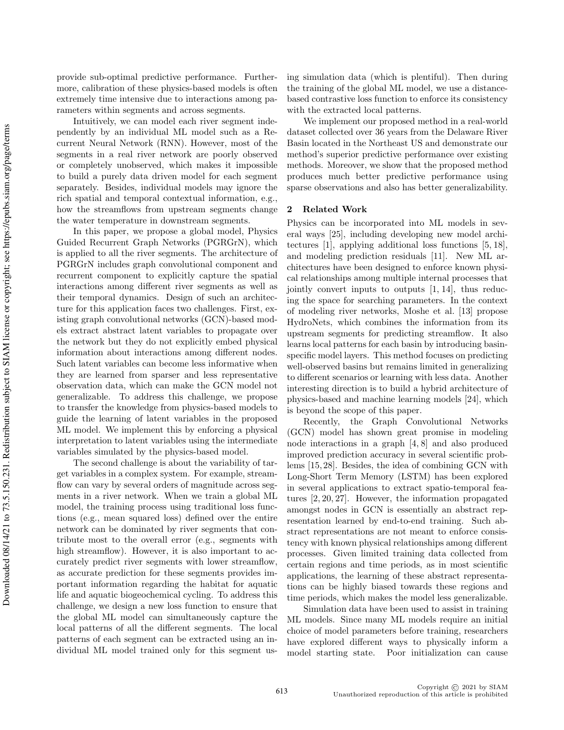provide sub-optimal predictive performance. Furthermore, calibration of these physics-based models is often extremely time intensive due to interactions among parameters within segments and across segments.

Intuitively, we can model each river segment independently by an individual ML model such as a Recurrent Neural Network (RNN). However, most of the segments in a real river network are poorly observed or completely unobserved, which makes it impossible to build a purely data driven model for each segment separately. Besides, individual models may ignore the rich spatial and temporal contextual information, e.g., how the streamflows from upstream segments change the water temperature in downstream segments.

In this paper, we propose a global model, Physics Guided Recurrent Graph Networks (PGRGrN), which is applied to all the river segments. The architecture of PGRGrN includes graph convolutional component and recurrent component to explicitly capture the spatial interactions among different river segments as well as their temporal dynamics. Design of such an architecture for this application faces two challenges. First, existing graph convolutional networks (GCN)-based models extract abstract latent variables to propagate over the network but they do not explicitly embed physical information about interactions among different nodes. Such latent variables can become less informative when they are learned from sparser and less representative observation data, which can make the GCN model not generalizable. To address this challenge, we propose to transfer the knowledge from physics-based models to guide the learning of latent variables in the proposed ML model. We implement this by enforcing a physical interpretation to latent variables using the intermediate variables simulated by the physics-based model.

The second challenge is about the variability of target variables in a complex system. For example, streamflow can vary by several orders of magnitude across segments in a river network. When we train a global ML model, the training process using traditional loss functions (e.g., mean squared loss) defined over the entire network can be dominated by river segments that contribute most to the overall error (e.g., segments with high streamflow). However, it is also important to accurately predict river segments with lower streamflow, as accurate prediction for these segments provides important information regarding the habitat for aquatic life and aquatic biogeochemical cycling. To address this challenge, we design a new loss function to ensure that the global ML model can simultaneously capture the local patterns of all the different segments. The local patterns of each segment can be extracted using an individual ML model trained only for this segment using simulation data (which is plentiful). Then during the training of the global ML model, we use a distance-based contrastive loss function to enforce its consistency with the extracted local patterns.

We implement our proposed method in a real-world dataset collected over 36 years from the Delaware River Basin located in the Northeast US and demonstrate our method's superior predictive performance over existing methods. Moreover, we show that the proposed method produces much better predictive performance using sparse observations and also has better generalizability.

## 2 Related Work

Physics can be incorporated into ML models in several ways [25], including developing new model architectures [1], applying additional loss functions [5, 18], and modeling prediction residuals [11]. New ML architectures have been designed to enforce known physical relationships among multiple internal processes that jointly convert inputs to outputs [1, 14], thus reducing the space for searching parameters. In the context of modeling river networks, Moshe et al. [13] propose HydroNets, which combines the information from its upstream segments for predicting streamflow. It also learns local patterns for each basin by introducing basin-specific model layers. This method focuses on predicting well-observed basins but remains limited in generalizing to different scenarios or learning with less data. Another interesting direction is to build a hybrid architecture of physics-based and machine learning models [24], which is beyond the scope of this paper.

Recently, the Graph Convolutional Networks (GCN) model has shown great promise in modeling node interactions in a graph [4, 8] and also produced improved prediction accuracy in several scientific problems [15, 28]. Besides, the idea of combining GCN with Long-Short Term Memory (LSTM) has been explored in several applications to extract spatio-temporal features [2, 20, 27]. However, the information propagated amongst nodes in GCN is essentially an abstract representation learned by end-to-end training. Such abstract representations are not meant to enforce consistency with known physical relationships among different processes. Given limited training data collected from certain regions and time periods, as in most scientific applications, the learning of these abstract representations can be highly biased towards these regions and time periods, which makes the model less generalizable.

Simulation data have been used to assist in training ML models. Since many ML models require an initial choice of model parameters before training, researchers have explored different ways to physically inform a model starting state. Poor initialization can cause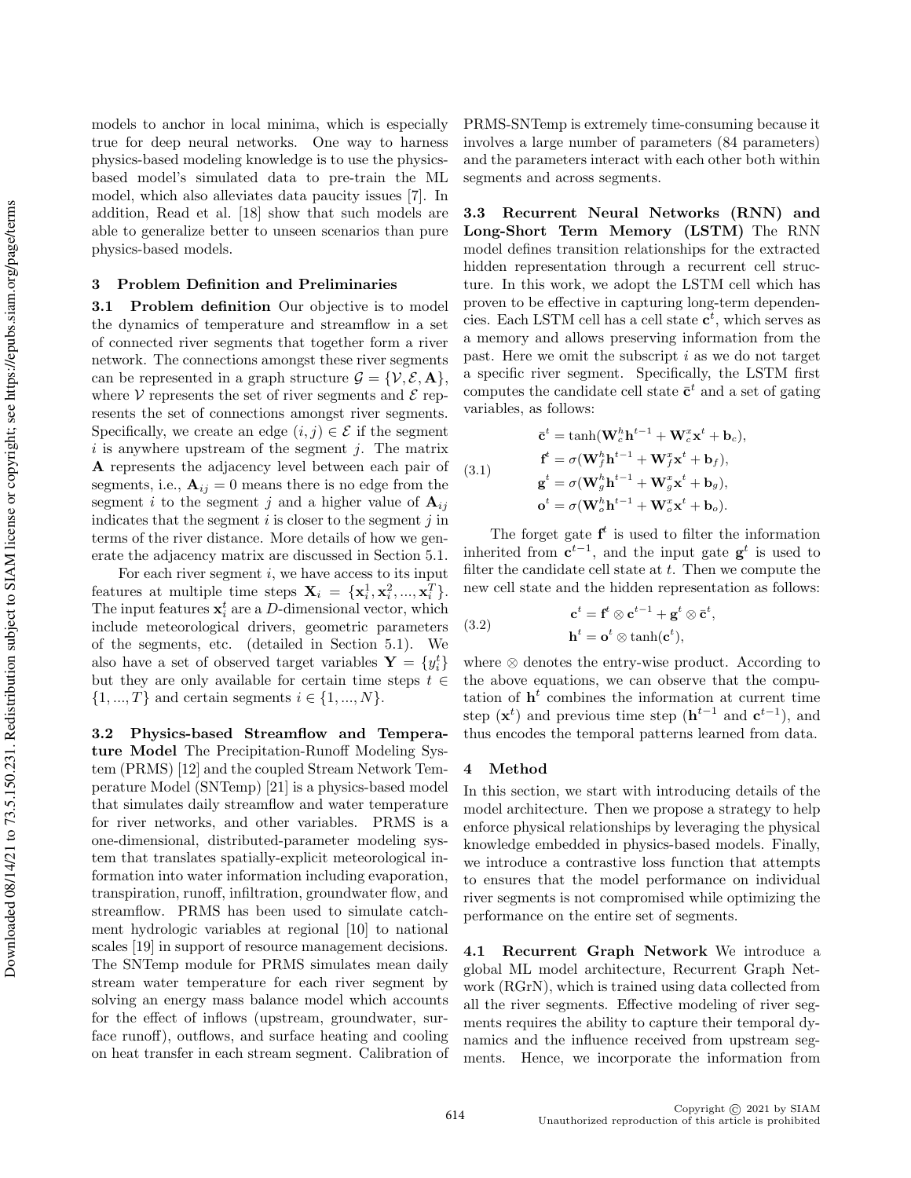models to anchor in local minima, which is especially true for deep neural networks. One way to harness physics-based modeling knowledge is to use the physics-based model's simulated data to pre-train the ML model, which also alleviates data paucity issues [7]. In addition, Read et al. [18] show that such models are able to generalize better to unseen scenarios than pure physics-based models.

## 3 Problem Definition and Preliminaries

**3.1 Problem definition** Our objective is to model the dynamics of temperature and streamflow in a set of connected river segments that together form a river network. The connections amongst these river segments can be represented in a graph structure $\mathcal{G} = \{\mathcal{V}, \mathcal{E}, \mathbf{A}\}$, where $\mathcal{V}$ represents the set of river segments and $\mathcal{E}$ represents the set of connections amongst river segments. Specifically, we create an edge $(i, j) \in \mathcal{E}$ if the segment $i$ is anywhere upstream of the segment $j$. The matrix $\mathbf{A}$ represents the adjacency level between each pair of segments, i.e., $\mathbf{A}_{ij} = 0$ means there is no edge from the segment $i$ to the segment $j$ and a higher value of $\mathbf{A}_{ij}$ indicates that the segment $i$ is closer to the segment $j$ in terms of the river distance. More details of how we generate the adjacency matrix are discussed in Section 5.1.

For each river segment $i$, we have access to its input features at multiple time steps $\mathbf{X}_i = \{\mathbf{x}_i^1, \mathbf{x}_i^2, ..., \mathbf{x}_i^T\}$. The input features $\mathbf{x}_i^t$ are a $D$-dimensional vector, which include meteorological drivers, geometric parameters of the segments, etc. (detailed in Section 5.1). We also have a set of observed target variables $\mathbf{Y} = \{y_i^t\}$ but they are only available for certain time steps $t \in \{1, ..., T\}$ and certain segments $i \in \{1, ..., N\}$.

**3.2 Physics-based Streamflow and Temperature Model** The Precipitation-Runoff Modeling System (PRMS) [12] and the coupled Stream Network Temperature Model (SNTemp) [21] is a physics-based model that simulates daily streamflow and water temperature for river networks, and other variables. PRMS is a one-dimensional, distributed-parameter modeling system that translates spatially-explicit meteorological information into water information including evaporation, transpiration, runoff, infiltration, groundwater flow, and streamflow. PRMS has been used to simulate catchment hydrologic variables at regional [10] to national scales [19] in support of resource management decisions. The SNTemp module for PRMS simulates mean daily stream water temperature for each river segment by solving an energy mass balance model which accounts for the effect of inflows (upstream, groundwater, surface runoff), outflows, and surface heating and cooling on heat transfer in each stream segment. Calibration of PRMS-SNTemp is extremely time-consuming because it involves a large number of parameters (84 parameters) and the parameters interact with each other both within segments and across segments.

**3.3 Recurrent Neural Networks (RNN) and Long-Short Term Memory (LSTM)** The RNN model defines transition relationships for the extracted hidden representation through a recurrent cell structure. In this work, we adopt the LSTM cell which has proven to be effective in capturing long-term dependencies. Each LSTM cell has a cell state $\mathbf{c}^t$, which serves as a memory and allows preserving information from the past. Here we omit the subscript $i$ as we do not target a specific river segment. Specifically, the LSTM first computes the candidate cell state $\bar{\mathbf{c}}^t$ and a set of gating variables, as follows:

$$
\begin{aligned}
\bar{\mathbf{c}}^t &= \tanh(\mathbf{W}_c^h \mathbf{h}^{t-1} + \mathbf{W}_c^x \mathbf{x}^t + \mathbf{b}_c), \\
\mathbf{f}^t &= \sigma(\mathbf{W}_f^h \mathbf{h}^{t-1} + \mathbf{W}_f^x \mathbf{x}^t + \mathbf{b}_f), \\
\mathbf{g}^t &= \sigma(\mathbf{W}_g^h \mathbf{h}^{t-1} + \mathbf{W}_g^x \mathbf{x}^t + \mathbf{b}_g), \\
\mathbf{o}^t &= \sigma(\mathbf{W}_o^h \mathbf{h}^{t-1} + \mathbf{W}_o^x \mathbf{x}^t + \mathbf{b}_o).
\end{aligned}
\tag{3.1}
$$

The forget gate $\mathbf{f}^t$ is used to filter the information inherited from $\mathbf{c}^{t-1}$, and the input gate $\mathbf{g}^t$ is used to filter the candidate cell state at $t$. Then we compute the new cell state and the hidden representation as follows:

$$
\begin{aligned}
\mathbf{c}^t &= \mathbf{f}^t \otimes \mathbf{c}^{t-1} + \mathbf{g}^t \otimes \bar{\mathbf{c}}^t, \\
\mathbf{h}^t &= \mathbf{o}^t \otimes \tanh(\mathbf{c}^t),
\end{aligned}
\tag{3.2}
$$

where $\otimes$ denotes the entry-wise product. According to the above equations, we can observe that the computation of $\mathbf{h}^t$ combines the information at current time step ($\mathbf{x}^t$) and previous time step ($\mathbf{h}^{t-1}$ and $\mathbf{c}^{t-1}$), and thus encodes the temporal patterns learned from data.

## 4 Method

In this section, we start with introducing details of the model architecture. Then we propose a strategy to help enforce physical relationships by leveraging the physical knowledge embedded in physics-based models. Finally, we introduce a contrastive loss function that attempts to ensures that the model performance on individual river segments is not compromised while optimizing the performance on the entire set of segments.

**4.1 Recurrent Graph Network** We introduce a global ML model architecture, Recurrent Graph Network (RGrN), which is trained using data collected from all the river segments. Effective modeling of river segments requires the ability to capture their temporal dynamics and the influence received from upstream segments. Hence, we incorporate the information from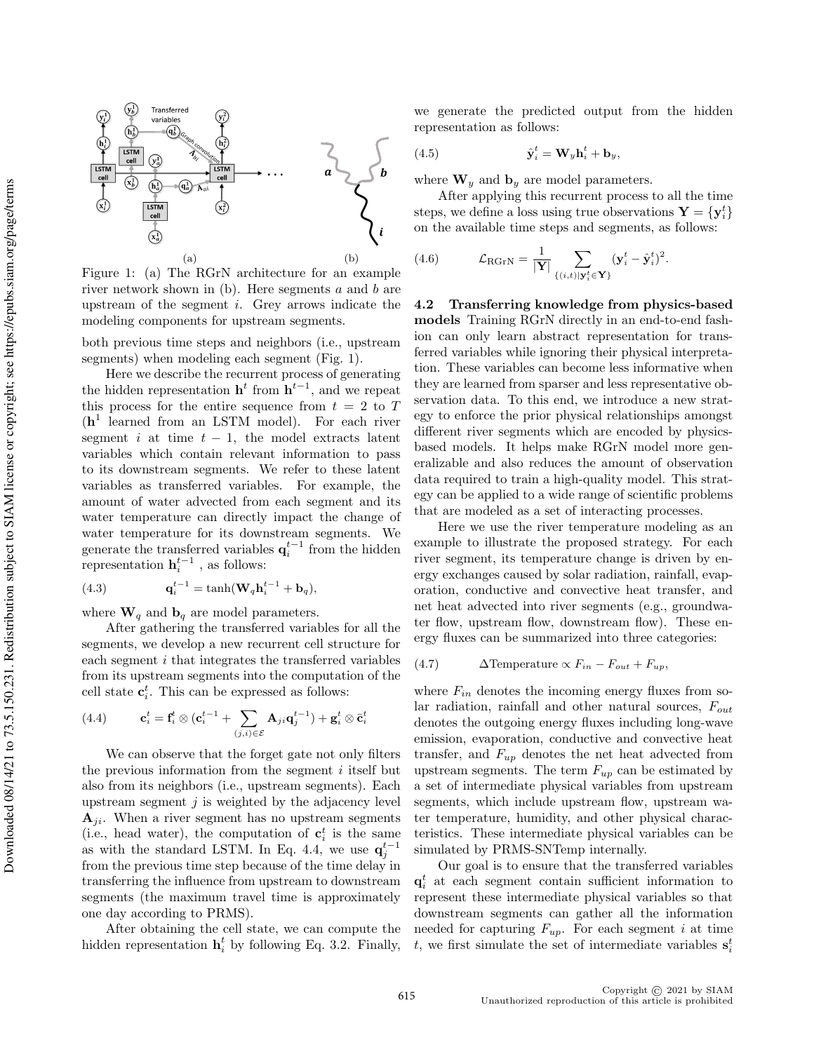Figure 1: (a) The RGrN architecture for an example river network shown in (b). Here segments $a$ and $b$ are upstream of the segment $i$. Grey arrows indicate the modeling components for upstream segments.

both previous time steps and neighbors (i.e., upstream segments) when modeling each segment (Fig. 1).

Here we describe the recurrent process of generating the hidden representation $\mathbf{h}^t$ from $\mathbf{h}^{t-1}$, and we repeat this process for the entire sequence from $t = 2$ to $T$ ($\mathbf{h}^1$ learned from an LSTM model). For each river segment $i$ at time $t-1$, the model extracts latent variables which contain relevant information to pass to its downstream segments. We refer to these latent variables as transferred variables. For example, the amount of water advected from each segment and its water temperature can directly impact the change of water temperature for its downstream segments. We generate the transferred variables $\mathbf{q}_i^{t-1}$ from the hidden representation $\mathbf{h}_i^{t-1}$ , as follows:

$$\mathbf{q}_i^{t-1} = \tanh(\mathbf{W}_q \mathbf{h}_i^{t-1} + \mathbf{b}_q), \tag{4.3}$$

where $\mathbf{W}_q$ and $\mathbf{b}_q$ are model parameters.

After gathering the transferred variables for all the segments, we develop a new recurrent cell structure for each segment $i$ that integrates the transferred variables from its upstream segments into the computation of the cell state $\mathbf{c}_i^t$. This can be expressed as follows:

$$\mathbf{c}_i^t = \mathbf{f}_i^t \otimes (\mathbf{c}_i^{t-1} + \sum_{(j,i)\in\mathcal{E}} \mathbf{A}_{ji}\mathbf{q}_j^{t-1}) + \mathbf{g}_i^t \otimes \bar{\mathbf{c}}_i^t \tag{4.4}$$

We can observe that the forget gate not only filters the previous information from the segment $i$ itself but also from its neighbors (i.e., upstream segments). Each upstream segment $j$ is weighted by the adjacency level $\mathbf{A}_{ji}$. When a river segment has no upstream segments (i.e., head water), the computation of $\mathbf{c}_i^t$ is the same as with the standard LSTM. In Eq. 4.4, we use $\mathbf{q}_j^{t-1}$ from the previous time step because of the time delay in transferring the influence from upstream to downstream segments (the maximum travel time is approximately one day according to PRMS).

After obtaining the cell state, we can compute the hidden representation $\mathbf{h}_i^t$ by following Eq. 3.2. Finally, we generate the predicted output from the hidden representation as follows:

$$\hat{\mathbf{y}}_i^t = \mathbf{W}_y \mathbf{h}_i^t + \mathbf{b}_y, \tag{4.5}$$

where $\mathbf{W}_y$ and $\mathbf{b}_y$ are model parameters.

After applying this recurrent process to all the time steps, we define a loss using true observations $\mathbf{Y} = \{\mathbf{y}_i^t\}$ on the available time steps and segments, as follows:

$$\mathcal{L}_{\text{RGrN}} = \frac{1}{|\mathbf{Y}|} \sum_{\{(i,t)|\mathbf{y}_i^t \in \mathbf{Y}\}} (\mathbf{y}_i^t - \hat{\mathbf{y}}_i^t)^2. \tag{4.6}$$

**4.2 Transferring knowledge from physics-based models** Training RGrN directly in an end-to-end fashion can only learn abstract representation for transferred variables while ignoring their physical interpretation. These variables can become less informative when they are learned from sparser and less representative observation data. To this end, we introduce a new strategy to enforce the prior physical relationships amongst different river segments which are encoded by physics-based models. It helps make RGrN model more generalizable and also reduces the amount of observation data required to train a high-quality model. This strategy can be applied to a wide range of scientific problems that are modeled as a set of interacting processes.

Here we use the river temperature modeling as an example to illustrate the proposed strategy. For each river segment, its temperature change is driven by energy exchanges caused by solar radiation, rainfall, evaporation, conductive and convective heat transfer, and net heat advected into river segments (e.g., groundwater flow, upstream flow, downstream flow). These energy fluxes can be summarized into three categories:

$$\Delta\text{Temperature} \propto F_{in} - F_{out} + F_{up}, \tag{4.7}$$

where $F_{in}$ denotes the incoming energy fluxes from solar radiation, rainfall and other natural sources, $F_{out}$ denotes the outgoing energy fluxes including long-wave emission, evaporation, conductive and convective heat transfer, and $F_{up}$ denotes the net heat advected from upstream segments. The term $F_{up}$ can be estimated by a set of intermediate physical variables from upstream segments, which include upstream flow, upstream water temperature, humidity, and other physical characteristics. These intermediate physical variables can be simulated by PRMS-SNTemp internally.

Our goal is to ensure that the transferred variables $\mathbf{q}_i^t$ at each segment contain sufficient information to represent these intermediate physical variables so that downstream segments can gather all the information needed for capturing $F_{up}$. For each segment $i$ at time $t$, we first simulate the set of intermediate variables $\mathbf{s}_i^t$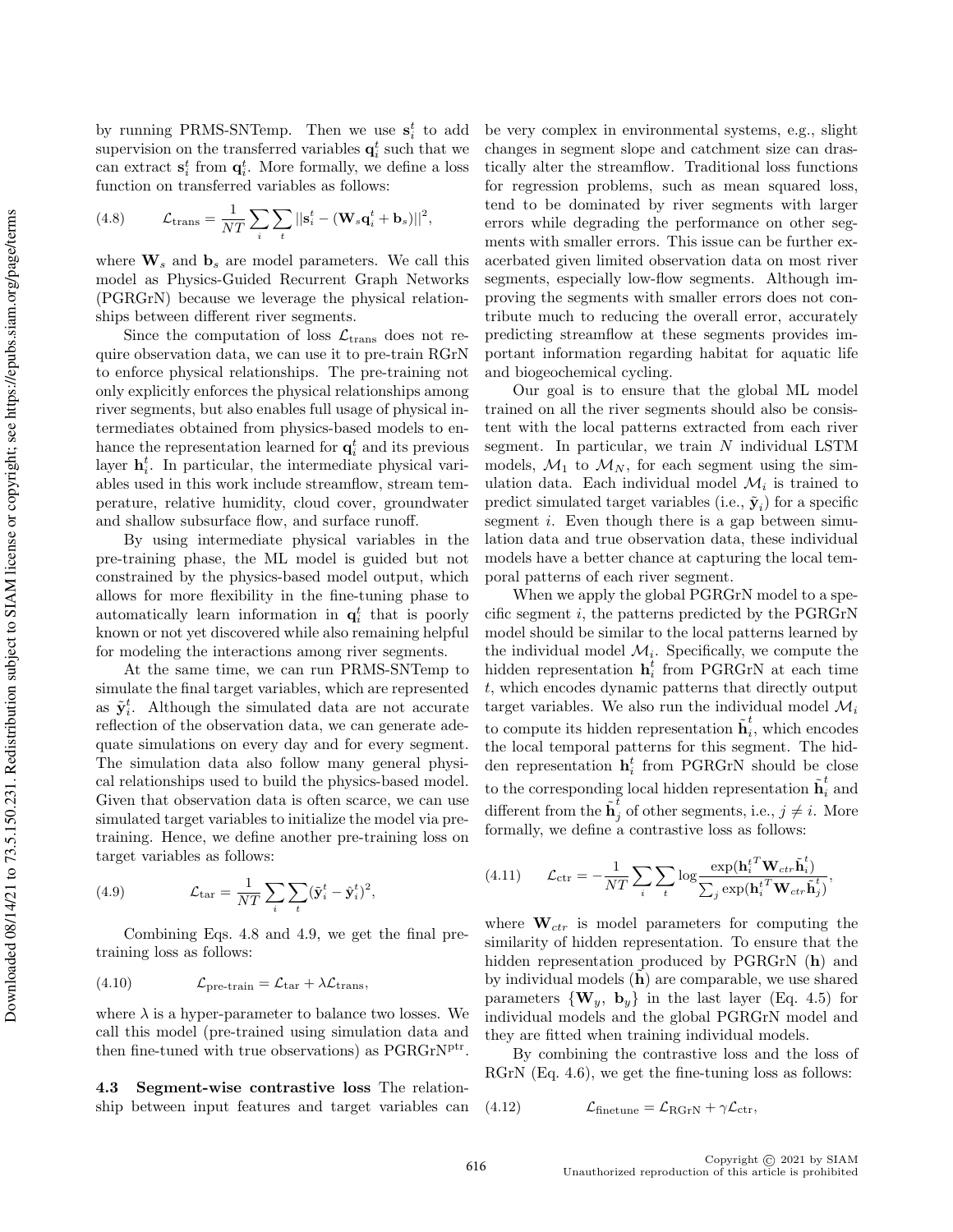by running PRMS-SNTemp. Then we use $\mathbf{s}_i^t$ to add supervision on the transferred variables $\mathbf{q}_i^t$ such that we can extract $\mathbf{s}_i^t$ from $\mathbf{q}_i^t$. More formally, we define a loss function on transferred variables as follows:

$$\mathcal{L}_{\text{trans}} = \frac{1}{NT}\sum_i \sum_t ||\mathbf{s}_i^t - (\mathbf{W}_s \mathbf{q}_i^t + \mathbf{b}_s)||^2, \tag{4.8}$$

where $\mathbf{W}_s$ and $\mathbf{b}_s$ are model parameters. We call this model as Physics-Guided Recurrent Graph Networks (PGRGrN) because we leverage the physical relationships between different river segments.

Since the computation of loss $\mathcal{L}_{\text{trans}}$ does not require observation data, we can use it to pre-train RGrN to enforce physical relationships. The pre-training not only explicitly enforces the physical relationships among river segments, but also enables full usage of physical intermediates obtained from physics-based models to enhance the representation learned for $\mathbf{q}_i^t$ and its previous layer $\mathbf{h}_i^t$. In particular, the intermediate physical variables used in this work include streamflow, stream temperature, relative humidity, cloud cover, groundwater and shallow subsurface flow, and surface runoff.

By using intermediate physical variables in the pre-training phase, the ML model is guided but not constrained by the physics-based model output, which allows for more flexibility in the fine-tuning phase to automatically learn information in $\mathbf{q}_i^t$ that is poorly known or not yet discovered while also remaining helpful for modeling the interactions among river segments.

At the same time, we can run PRMS-SNTemp to simulate the final target variables, which are represented as $\tilde{\mathbf{y}}_i^t$. Although the simulated data are not accurate reflection of the observation data, we can generate adequate simulations on every day and for every segment. The simulation data also follow many general physical relationships used to build the physics-based model. Given that observation data is often scarce, we can use simulated target variables to initialize the model via pre-training. Hence, we define another pre-training loss on target variables as follows:

$$\mathcal{L}_{\text{tar}} = \frac{1}{NT}\sum_i \sum_t (\tilde{\mathbf{y}}_i^t - \hat{\mathbf{y}}_i^t)^2, \tag{4.9}$$

Combining Eqs. 4.8 and 4.9, we get the final pre-training loss as follows:

$$\mathcal{L}_{\text{pre-train}} = \mathcal{L}_{\text{tar}} + \lambda \mathcal{L}_{\text{trans}}, \tag{4.10}$$

where $\lambda$ is a hyper-parameter to balance two losses. We call this model (pre-trained using simulation data and then fine-tuned with true observations) as PGRGrN$^{\text{ptr}}$.

### 4.3 Segment-wise contrastive loss

The relationship between input features and target variables can be very complex in environmental systems, e.g., slight changes in segment slope and catchment size can drastically alter the streamflow. Traditional loss functions for regression problems, such as mean squared loss, tend to be dominated by river segments with larger errors while degrading the performance on other segments with smaller errors. This issue can be further exacerbated given limited observation data on most river segments, especially low-flow segments. Although improving the segments with smaller errors does not contribute much to reducing the overall error, accurately predicting streamflow at these segments provides important information regarding habitat for aquatic life and biogeochemical cycling.

Our goal is to ensure that the global ML model trained on all the river segments should also be consistent with the local patterns extracted from each river segment. In particular, we train $N$ individual LSTM models, $\mathcal{M}_1$ to $\mathcal{M}_N$, for each segment using the simulation data. Each individual model $\mathcal{M}_i$ is trained to predict simulated target variables (i.e., $\tilde{\mathbf{y}}_i$) for a specific segment $i$. Even though there is a gap between simulation data and true observation data, these individual models have a better chance at capturing the local temporal patterns of each river segment.

When we apply the global PGRGrN model to a specific segment $i$, the patterns predicted by the PGRGrN model should be similar to the local patterns learned by the individual model $\mathcal{M}_i$. Specifically, we compute the hidden representation $\mathbf{h}_i^t$ from PGRGrN at each time $t$, which encodes dynamic patterns that directly output target variables. We also run the individual model $\mathcal{M}_i$ to compute its hidden representation $\tilde{\mathbf{h}}_i^t$, which encodes the local temporal patterns for this segment. The hidden representation $\mathbf{h}_i^t$ from PGRGrN should be close to the corresponding local hidden representation $\tilde{\mathbf{h}}_i^t$ and different from the $\tilde{\mathbf{h}}_j^t$ of other segments, i.e., $j \neq i$. More formally, we define a contrastive loss as follows:

$$\mathcal{L}_{\text{ctr}} = -\frac{1}{NT}\sum_i \sum_t \log \frac{\exp({\mathbf{h}_i^t}^T \mathbf{W}_{ctr} \tilde{\mathbf{h}}_i^t)}{\sum_j \exp({\mathbf{h}_i^t}^T \mathbf{W}_{ctr} \tilde{\mathbf{h}}_j^t)}, \tag{4.11}$$

where $\mathbf{W}_{ctr}$ is model parameters for computing the similarity of hidden representation. To ensure that the hidden representation produced by PGRGrN ($\mathbf{h}$) and by individual models ($\tilde{\mathbf{h}}$) are comparable, we use shared parameters $\{\mathbf{W}_y,\ \mathbf{b}_y\}$ in the last layer (Eq. 4.5) for individual models and the global PGRGrN model and they are fitted when training individual models.

By combining the contrastive loss and the loss of RGrN (Eq. 4.6), we get the fine-tuning loss as follows:

$$\mathcal{L}_{\text{finetune}} = \mathcal{L}_{\text{RGrN}} + \gamma \mathcal{L}_{\text{ctr}}, \tag{4.12}$$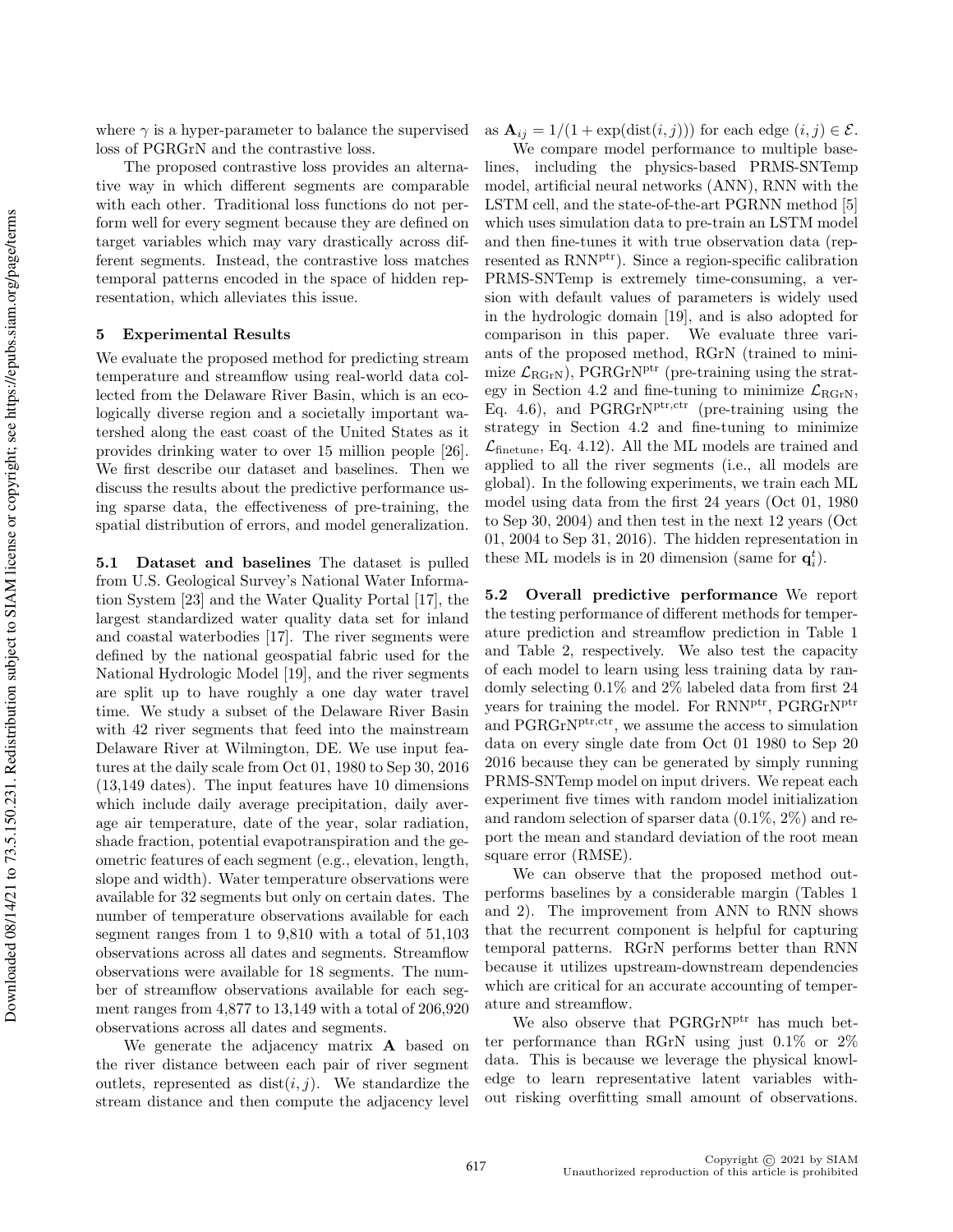where $\gamma$ is a hyper-parameter to balance the supervised loss of PGRGrN and the contrastive loss.

The proposed contrastive loss provides an alternative way in which different segments are comparable with each other. Traditional loss functions do not perform well for every segment because they are defined on target variables which may vary drastically across different segments. Instead, the contrastive loss matches temporal patterns encoded in the space of hidden representation, which alleviates this issue.

## 5 Experimental Results

We evaluate the proposed method for predicting stream temperature and streamflow using real-world data collected from the Delaware River Basin, which is an ecologically diverse region and a societally important watershed along the east coast of the United States as it provides drinking water to over 15 million people [26]. We first describe our dataset and baselines. Then we discuss the results about the predictive performance using sparse data, the effectiveness of pre-training, the spatial distribution of errors, and model generalization.

**5.1 Dataset and baselines** The dataset is pulled from U.S. Geological Survey's National Water Information System [23] and the Water Quality Portal [17], the largest standardized water quality data set for inland and coastal waterbodies [17]. The river segments were defined by the national geospatial fabric used for the National Hydrologic Model [19], and the river segments are split up to have roughly a one day water travel time. We study a subset of the Delaware River Basin with 42 river segments that feed into the mainstream Delaware River at Wilmington, DE. We use input features at the daily scale from Oct 01, 1980 to Sep 30, 2016 (13,149 dates). The input features have 10 dimensions which include daily average precipitation, daily average air temperature, date of the year, solar radiation, shade fraction, potential evapotranspiration and the geometric features of each segment (e.g., elevation, length, slope and width). Water temperature observations were available for 32 segments but only on certain dates. The number of temperature observations available for each segment ranges from 1 to 9,810 with a total of 51,103 observations across all dates and segments. Streamflow observations were available for 18 segments. The number of streamflow observations available for each segment ranges from 4,877 to 13,149 with a total of 206,920 observations across all dates and segments.

We generate the adjacency matrix $\mathbf{A}$ based on the river distance between each pair of river segment outlets, represented as $\text{dist}(i,j)$. We standardize the stream distance and then compute the adjacency level as $\mathbf{A}_{ij} = 1/(1+\exp(\text{dist}(i,j)))$ for each edge $(i,j) \in \mathcal{E}$.

We compare model performance to multiple baselines, including the physics-based PRMS-SNTemp model, artificial neural networks (ANN), RNN with the LSTM cell, and the state-of-the-art PGRNN method [5] which uses simulation data to pre-train an LSTM model and then fine-tunes it with true observation data (represented as $\text{RNN}^{\text{ptr}}$). Since a region-specific calibration PRMS-SNTemp is extremely time-consuming, a version with default values of parameters is widely used in the hydrologic domain [19], and is also adopted for comparison in this paper. We evaluate three variants of the proposed method, RGrN (trained to minimize $\mathcal{L}_{\text{RGrN}}$), $\text{PGRGrN}^{\text{ptr}}$ (pre-training using the strategy in Section 4.2 and fine-tuning to minimize $\mathcal{L}_{\text{RGrN}}$, Eq. 4.6), and $\text{PGRGrN}^{\text{ptr,ctr}}$ (pre-training using the strategy in Section 4.2 and fine-tuning to minimize $\mathcal{L}_{\text{finetune}}$, Eq. 4.12). All the ML models are trained and applied to all the river segments (i.e., all models are global). In the following experiments, we train each ML model using data from the first 24 years (Oct 01, 1980 to Sep 30, 2004) and then test in the next 12 years (Oct 01, 2004 to Sep 31, 2016). The hidden representation in these ML models is in 20 dimension (same for $\mathbf{q}_i^t$).

**5.2 Overall predictive performance** We report the testing performance of different methods for temperature prediction and streamflow prediction in Table 1 and Table 2, respectively. We also test the capacity of each model to learn using less training data by randomly selecting 0.1% and 2% labeled data from first 24 years for training the model. For $\text{RNN}^{\text{ptr}}$, $\text{PGRGrN}^{\text{ptr}}$ and $\text{PGRGrN}^{\text{ptr,ctr}}$, we assume the access to simulation data on every single date from Oct 01 1980 to Sep 20 2016 because they can be generated by simply running PRMS-SNTemp model on input drivers. We repeat each experiment five times with random model initialization and random selection of sparser data (0.1%, 2%) and report the mean and standard deviation of the root mean square error (RMSE).

We can observe that the proposed method outperforms baselines by a considerable margin (Tables 1 and 2). The improvement from ANN to RNN shows that the recurrent component is helpful for capturing temporal patterns. RGrN performs better than RNN because it utilizes upstream-downstream dependencies which are critical for an accurate accounting of temperature and streamflow.

We also observe that $\text{PGRGrN}^{\text{ptr}}$ has much better performance than RGrN using just 0.1% or 2% data. This is because we leverage the physical knowledge to learn representative latent variables without risking overfitting small amount of observations.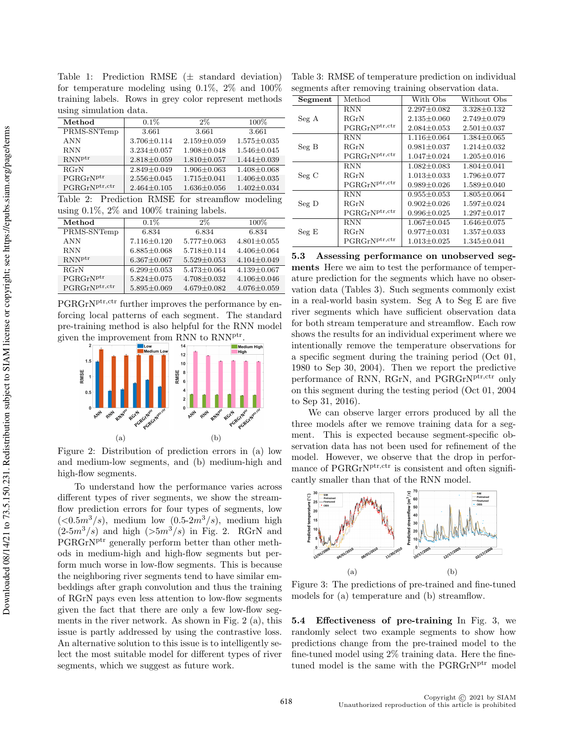Table 1: Prediction RMSE (± standard deviation) for temperature modeling using 0.1%, 2% and 100% training labels. Rows in grey color represent methods using simulation data.

| Method | 0.1% | 2% | 100% |
|---|---|---|---|
| PRMS-SNTemp | 3.661 | 3.661 | 3.661 |
| ANN | 3.706±0.114 | 2.159±0.059 | 1.575±0.035 |
| RNN | 3.234±0.057 | 1.908±0.048 | 1.546±0.045 |
| RNN$^{ptr}$ | 2.818±0.059 | 1.810±0.057 | 1.444±0.039 |
| RGrN | 2.849±0.049 | 1.906±0.063 | 1.408±0.068 |
| PGRGrN$^{ptr}$ | 2.556±0.045 | 1.715±0.041 | 1.406±0.035 |
| PGRGrN$^{ptr,ctr}$ | 2.464±0.105 | 1.636±0.056 | 1.402±0.034 |

Table 2: Prediction RMSE for streamflow modeling using 0.1%, 2% and 100% training labels.

| Method | 0.1% | 2% | 100% |
|---|---|---|---|
| PRMS-SNTemp | 6.834 | 6.834 | 6.834 |
| ANN | 7.116±0.120 | 5.777±0.063 | 4.801±0.055 |
| RNN | 6.885±0.068 | 5.718±0.114 | 4.406±0.064 |
| RNN$^{ptr}$ | 6.367±0.067 | 5.529±0.053 | 4.104±0.049 |
| RGrN | 6.299±0.053 | 5.473±0.064 | 4.139±0.067 |
| PGRGrN$^{ptr}$ | 5.824±0.075 | 4.708±0.032 | 4.106±0.046 |
| PGRGrN$^{ptr,ctr}$ | 5.895±0.069 | 4.679±0.082 | 4.076±0.059 |

PGRGrN$^{ptr,ctr}$ further improves the performance by enforcing local patterns of each segment. The standard pre-training method is also helpful for the RNN model given the improvement from RNN to RNN$^{ptr}$.

Figure 2: Distribution of prediction errors in (a) low and medium-low segments, and (b) medium-high and high-flow segments.

To understand how the performance varies across different types of river segments, we show the streamflow prediction errors for four types of segments, low ($<0.5m^3/s$), medium low ($0.5$-$2m^3/s$), medium high ($2$-$5m^3/s$) and high ($>5m^3/s$) in Fig. 2. RGrN and PGRGrN$^{ptr}$ generally perform better than other methods in medium-high and high-flow segments but perform much worse in low-flow segments. This is because the neighboring river segments tend to have similar embeddings after graph convolution and thus the training of RGrN pays even less attention to low-flow segments given the fact that there are only a few low-flow segments in the river network. As shown in Fig. 2 (a), this issue is partly addressed by using the contrastive loss. An alternative solution to this issue is to intelligently select the most suitable model for different types of river segments, which we suggest as future work.

Table 3: RMSE of temperature prediction on individual segments after removing training observation data.

| Segment | Method | With Obs | Without Obs |
|---|---|---|---|
| Seg A | RNN | 2.297±0.082 | 3.328±0.132 |
| | RGrN | 2.135±0.060 | 2.749±0.079 |
| | PGRGrN$^{ptr,ctr}$ | 2.084±0.053 | 2.501±0.037 |
| Seg B | RNN | 1.116±0.064 | 1.384±0.065 |
| | RGrN | 0.981±0.037 | 1.214±0.032 |
| | PGRGrN$^{ptr,ctr}$ | 1.047±0.024 | 1.205±0.016 |
| Seg C | RNN | 1.082±0.083 | 1.804±0.041 |
| | RGrN | 1.013±0.033 | 1.796±0.077 |
| | PGRGrN$^{ptr,ctr}$ | 0.989±0.026 | 1.589±0.040 |
| Seg D | RNN | 0.955±0.053 | 1.805±0.064 |
| | RGrN | 0.902±0.026 | 1.597±0.024 |
| | PGRGrN$^{ptr,ctr}$ | 0.996±0.025 | 1.297±0.017 |
| Seg E | RNN | 1.067±0.045 | 1.646±0.075 |
| | RGrN | 0.977±0.031 | 1.357±0.033 |
| | PGRGrN$^{ptr,ctr}$ | 1.013±0.025 | 1.345±0.041 |

**5.3 Assessing performance on unobserved segments** Here we aim to test the performance of temperature prediction for the segments which have no observation data (Tables 3). Such segments commonly exist in a real-world basin system. Seg A to Seg E are five river segments which have sufficient observation data for both stream temperature and streamflow. Each row shows the results for an individual experiment where we intentionally remove the temperature observations for a specific segment during the training period (Oct 01, 1980 to Sep 30, 2004). Then we report the predictive performance of RNN, RGrN, and PGRGrN$^{ptr,ctr}$ only on this segment during the testing period (Oct 01, 2004 to Sep 31, 2016).

We can observe larger errors produced by all the three models after we remove training data for a segment. This is expected because segment-specific observation data has not been used for refinement of the model. However, we observe that the drop in performance of PGRGrN$^{ptr,ctr}$ is consistent and often significantly smaller than that of the RNN model.

Figure 3: The predictions of pre-trained and fine-tuned models for (a) temperature and (b) streamflow.

**5.4 Effectiveness of pre-training** In Fig. 3, we randomly select two example segments to show how predictions change from the pre-trained model to the fine-tuned model using 2% training data. Here the fine-tuned model is the same with the PGRGrN$^{ptr}$ model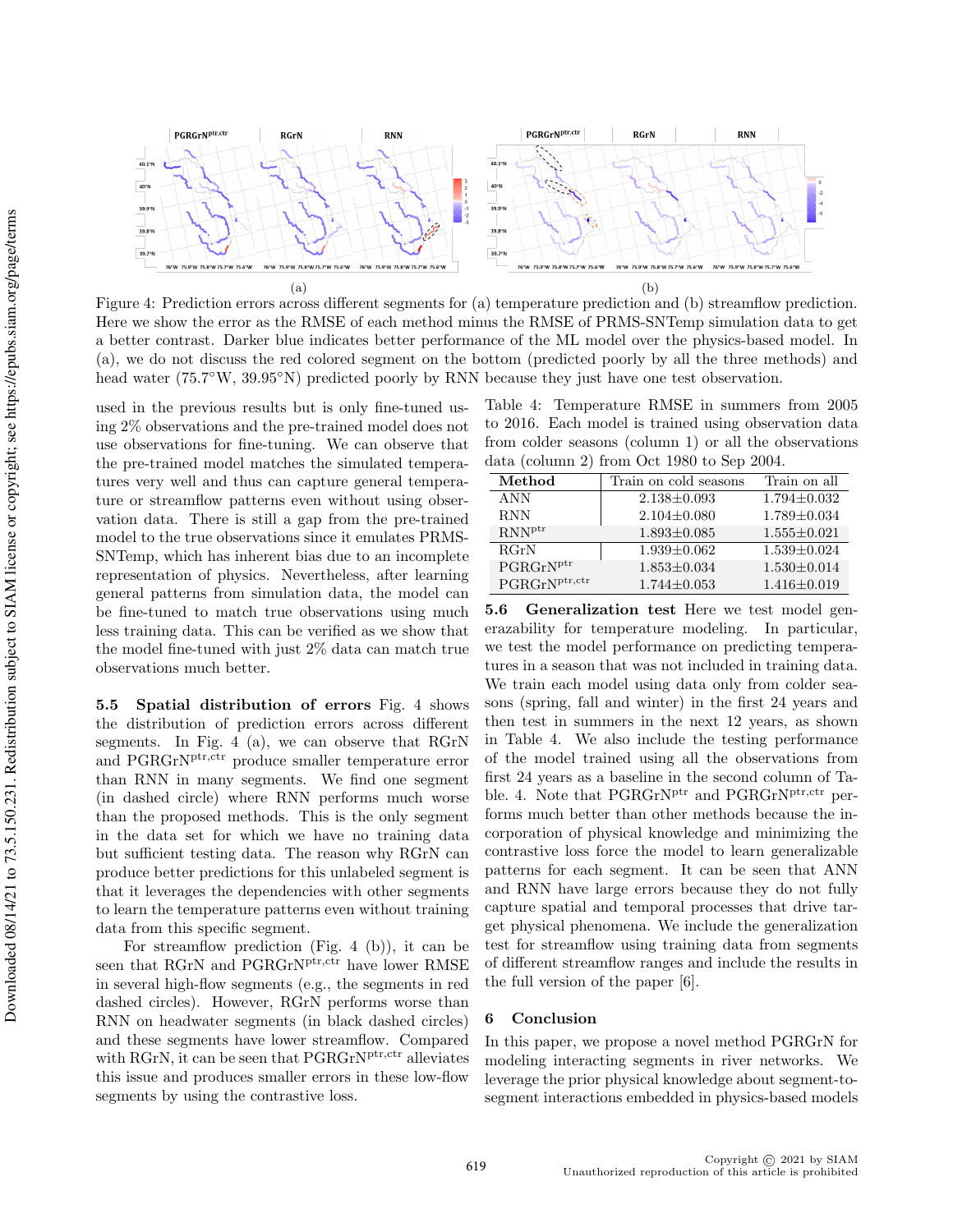Figure 4: Prediction errors across different segments for (a) temperature prediction and (b) streamflow prediction. Here we show the error as the RMSE of each method minus the RMSE of PRMS-SNTemp simulation data to get a better contrast. Darker blue indicates better performance of the ML model over the physics-based model. In (a), we do not discuss the red colored segment on the bottom (predicted poorly by all the three methods) and head water (75.7°W, 39.95°N) predicted poorly by RNN because they just have one test observation.

used in the previous results but is only fine-tuned using 2% observations and the pre-trained model does not use observations for fine-tuning. We can observe that the pre-trained model matches the simulated temperatures very well and thus can capture general temperature or streamflow patterns even without using observation data. There is still a gap from the pre-trained model to the true observations since it emulates PRMS-SNTemp, which has inherent bias due to an incomplete representation of physics. Nevertheless, after learning general patterns from simulation data, the model can be fine-tuned to match true observations using much less training data. This can be verified as we show that the model fine-tuned with just 2% data can match true observations much better.

**5.5 Spatial distribution of errors** Fig. 4 shows the distribution of prediction errors across different segments. In Fig. 4 (a), we can observe that RGrN and PGRGrN$^{ptr,ctr}$ produce smaller temperature error than RNN in many segments. We find one segment (in dashed circle) where RNN performs much worse than the proposed methods. This is the only segment in the data set for which we have no training data but sufficient testing data. The reason why RGrN can produce better predictions for this unlabeled segment is that it leverages the dependencies with other segments to learn the temperature patterns even without training data from this specific segment.

For streamflow prediction (Fig. 4 (b)), it can be seen that RGrN and PGRGrN$^{ptr,ctr}$ have lower RMSE in several high-flow segments (e.g., the segments in red dashed circles). However, RGrN performs worse than RNN on headwater segments (in black dashed circles) and these segments have lower streamflow. Compared with RGrN, it can be seen that PGRGrN$^{ptr,ctr}$ alleviates this issue and produces smaller errors in these low-flow segments by using the contrastive loss.

Table 4: Temperature RMSE in summers from 2005 to 2016. Each model is trained using observation data from colder seasons (column 1) or all the observations data (column 2) from Oct 1980 to Sep 2004.

| Method | Train on cold seasons | Train on all |
|---|---|---|
| ANN | 2.138±0.093 | 1.794±0.032 |
| RNN | 2.104±0.080 | 1.789±0.034 |
| RNN$^{ptr}$ | 1.893±0.085 | 1.555±0.021 |
| RGrN | 1.939±0.062 | 1.539±0.024 |
| PGRGrN$^{ptr}$ | 1.853±0.034 | 1.530±0.014 |
| PGRGrN$^{ptr,ctr}$ | 1.744±0.053 | 1.416±0.019 |

**5.6 Generalization test** Here we test model generazability for temperature modeling. In particular, we test the model performance on predicting temperatures in a season that was not included in training data. We train each model using data only from colder seasons (spring, fall and winter) in the first 24 years and then test in summers in the next 12 years, as shown in Table 4. We also include the testing performance of the model trained using all the observations from first 24 years as a baseline in the second column of Table. 4. Note that PGRGrN$^{ptr}$ and PGRGrN$^{ptr,ctr}$ performs much better than other methods because the incorporation of physical knowledge and minimizing the contrastive loss force the model to learn generalizable patterns for each segment. It can be seen that ANN and RNN have large errors because they do not fully capture spatial and temporal processes that drive target physical phenomena. We include the generalization test for streamflow using training data from segments of different streamflow ranges and include the results in the full version of the paper [6].

## 6 Conclusion

In this paper, we propose a novel method PGRGrN for modeling interacting segments in river networks. We leverage the prior physical knowledge about segment-to-segment interactions embedded in physics-based models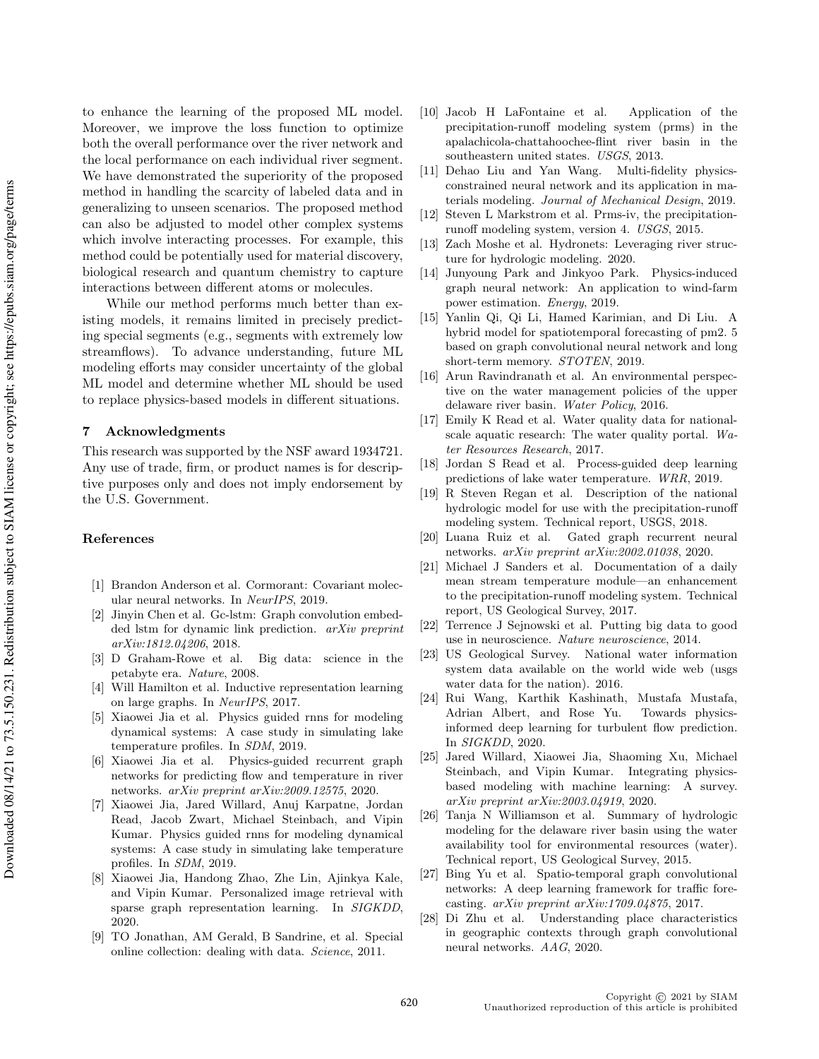to enhance the learning of the proposed ML model. Moreover, we improve the loss function to optimize both the overall performance over the river network and the local performance on each individual river segment. We have demonstrated the superiority of the proposed method in handling the scarcity of labeled data and in generalizing to unseen scenarios. The proposed method can also be adjusted to model other complex systems which involve interacting processes. For example, this method could be potentially used for material discovery, biological research and quantum chemistry to capture interactions between different atoms or molecules.

While our method performs much better than existing models, it remains limited in precisely predicting special segments (e.g., segments with extremely low streamflows). To advance understanding, future ML modeling efforts may consider uncertainty of the global ML model and determine whether ML should be used to replace physics-based models in different situations.

## 7 Acknowledgments

This research was supported by the NSF award 1934721. Any use of trade, firm, or product names is for descriptive purposes only and does not imply endorsement by the U.S. Government.

## References

[1] Brandon Anderson et al. Cormorant: Covariant molecular neural networks. In *NeurIPS*, 2019.

[2] Jinyin Chen et al. Gc-lstm: Graph convolution embedded lstm for dynamic link prediction. *arXiv preprint arXiv:1812.04206*, 2018.

[3] D Graham-Rowe et al. Big data: science in the petabyte era. *Nature*, 2008.

[4] Will Hamilton et al. Inductive representation learning on large graphs. In *NeurIPS*, 2017.

[5] Xiaowei Jia et al. Physics guided rnns for modeling dynamical systems: A case study in simulating lake temperature profiles. In *SDM*, 2019.

[6] Xiaowei Jia et al. Physics-guided recurrent graph networks for predicting flow and temperature in river networks. *arXiv preprint arXiv:2009.12575*, 2020.

[7] Xiaowei Jia, Jared Willard, Anuj Karpatne, Jordan Read, Jacob Zwart, Michael Steinbach, and Vipin Kumar. Physics guided rnns for modeling dynamical systems: A case study in simulating lake temperature profiles. In *SDM*, 2019.

[8] Xiaowei Jia, Handong Zhao, Zhe Lin, Ajinkya Kale, and Vipin Kumar. Personalized image retrieval with sparse graph representation learning. In *SIGKDD*, 2020.

[9] TO Jonathan, AM Gerald, B Sandrine, et al. Special online collection: dealing with data. *Science*, 2011.

[10] Jacob H LaFontaine et al. Application of the precipitation-runoff modeling system (prms) in the apalachicola-chattahoochee-flint river basin in the southeastern united states. *USGS*, 2013.

[11] Dehao Liu and Yan Wang. Multi-fidelity physics-constrained neural network and its application in materials modeling. *Journal of Mechanical Design*, 2019.

[12] Steven L Markstrom et al. Prms-iv, the precipitation-runoff modeling system, version 4. *USGS*, 2015.

[13] Zach Moshe et al. Hydronets: Leveraging river structure for hydrologic modeling. 2020.

[14] Junyoung Park and Jinkyoo Park. Physics-induced graph neural network: An application to wind-farm power estimation. *Energy*, 2019.

[15] Yanlin Qi, Qi Li, Hamed Karimian, and Di Liu. A hybrid model for spatiotemporal forecasting of pm2. 5 based on graph convolutional neural network and long short-term memory. *STOTEN*, 2019.

[16] Arun Ravindranath et al. An environmental perspective on the water management policies of the upper delaware river basin. *Water Policy*, 2016.

[17] Emily K Read et al. Water quality data for national-scale aquatic research: The water quality portal. *Water Resources Research*, 2017.

[18] Jordan S Read et al. Process-guided deep learning predictions of lake water temperature. *WRR*, 2019.

[19] R Steven Regan et al. Description of the national hydrologic model for use with the precipitation-runoff modeling system. Technical report, USGS, 2018.

[20] Luana Ruiz et al. Gated graph recurrent neural networks. *arXiv preprint arXiv:2002.01038*, 2020.

[21] Michael J Sanders et al. Documentation of a daily mean stream temperature module—an enhancement to the precipitation-runoff modeling system. Technical report, US Geological Survey, 2017.

[22] Terrence J Sejnowski et al. Putting big data to good use in neuroscience. *Nature neuroscience*, 2014.

[23] US Geological Survey. National water information system data available on the world wide web (usgs water data for the nation). 2016.

[24] Rui Wang, Karthik Kashinath, Mustafa Mustafa, Adrian Albert, and Rose Yu. Towards physics-informed deep learning for turbulent flow prediction. In *SIGKDD*, 2020.

[25] Jared Willard, Xiaowei Jia, Shaoming Xu, Michael Steinbach, and Vipin Kumar. Integrating physics-based modeling with machine learning: A survey. *arXiv preprint arXiv:2003.04919*, 2020.

[26] Tanja N Williamson et al. Summary of hydrologic modeling for the delaware river basin using the water availability tool for environmental resources (water). Technical report, US Geological Survey, 2015.

[27] Bing Yu et al. Spatio-temporal graph convolutional networks: A deep learning framework for traffic forecasting. *arXiv preprint arXiv:1709.04875*, 2017.

[28] Di Zhu et al. Understanding place characteristics in geographic contexts through graph convolutional neural networks. *AAG*, 2020.